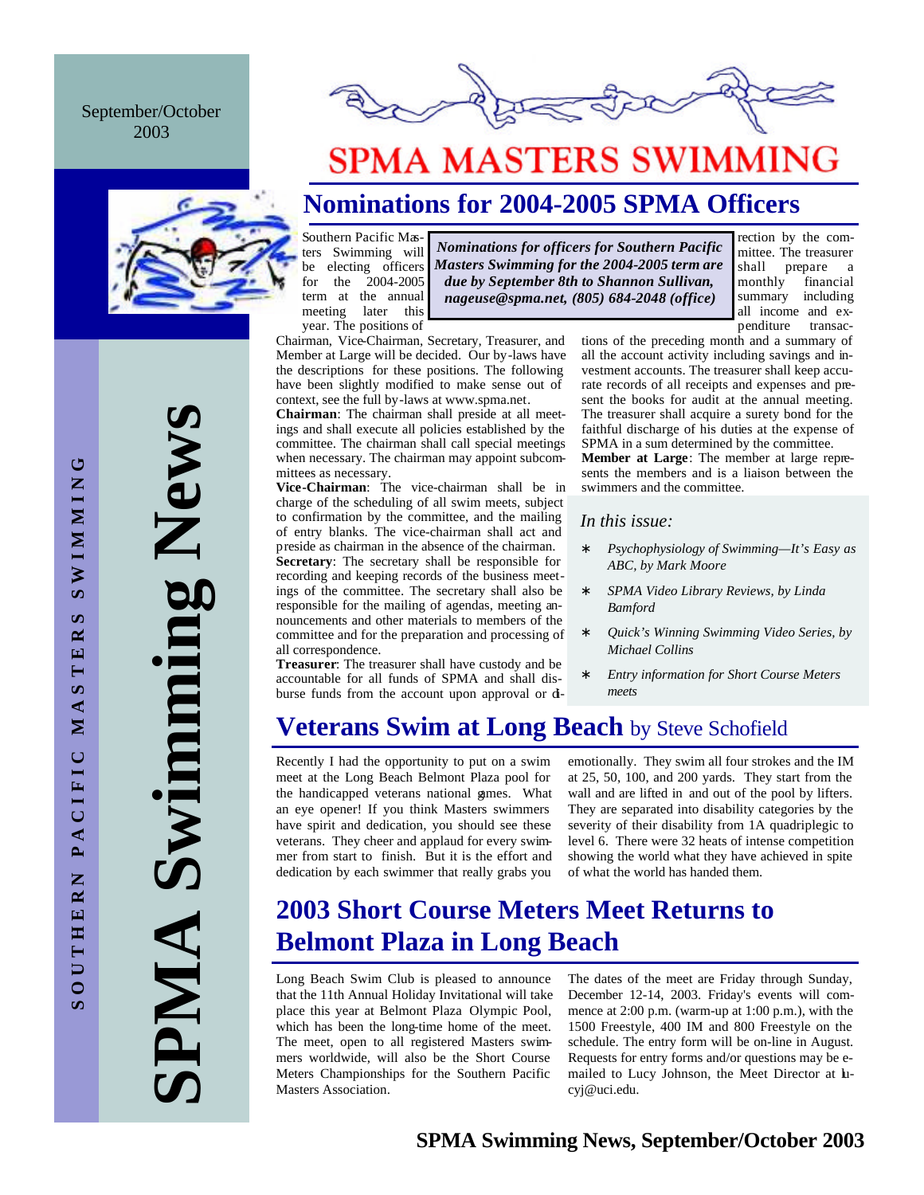September/October 2003

# SPMA MASTERS SWIMMING

SPMA Swimming News

SOUTHERN PACIFIC MASTERS SWIMMING

## Nominations for 2004-2005 SPMA Officers

***Nominations for officers for Southern Pacific Masters Swimming for the 2004-2005 term are due by September 8th to Shannon Sullivan, nageuse@spma.net, (805) 684-2048 (office)***

Southern Pacific Masters Swimming will be electing officers for the 2004-2005 term at the annual meeting later this year. The positions of Chairman, Vice-Chairman, Secretary, Treasurer, and Member at Large will be decided. Our by-laws have the descriptions for these positions. The following have been slightly modified to make sense out of context, see the full by-laws at www.spma.net.

**Chairman**: The chairman shall preside at all meetings and shall execute all policies established by the committee. The chairman shall call special meetings when necessary. The chairman may appoint subcommittees as necessary.

**Vice-Chairman**: The vice-chairman shall be in charge of the scheduling of all swim meets, subject to confirmation by the committee, and the mailing of entry blanks. The vice-chairman shall act and preside as chairman in the absence of the chairman.

**Secretary**: The secretary shall be responsible for recording and keeping records of the business meetings of the committee. The secretary shall also be responsible for the mailing of agendas, meeting announcements and other materials to members of the committee and for the preparation and processing of all correspondence.

**Treasurer**: The treasurer shall have custody and be accountable for all funds of SPMA and shall disburse funds from the account upon approval or direction by the committee. The treasurer shall prepare a monthly financial summary including all income and expenditure transactions of the preceding month and a summary of all the account activity including savings and investment accounts. The treasurer shall keep accurate records of all receipts and expenses and present the books for audit at the annual meeting. The treasurer shall acquire a surety bond for the faithful discharge of his duties at the expense of SPMA in a sum determined by the committee.

**Member at Large**: The member at large represents the members and is a liaison between the swimmers and the committee.

*In this issue:*

- *Psychophysiology of Swimming—It's Easy as ABC, by Mark Moore*
- *SPMA Video Library Reviews, by Linda Bamford*
- *Quick's Winning Swimming Video Series, by Michael Collins*
- *Entry information for Short Course Meters meets*

## Veterans Swim at Long Beach by Steve Schofield

Recently I had the opportunity to put on a swim meet at the Long Beach Belmont Plaza pool for the handicapped veterans national games. What an eye opener! If you think Masters swimmers have spirit and dedication, you should see these veterans. They cheer and applaud for every swimmer from start to finish. But it is the effort and dedication by each swimmer that really grabs you emotionally. They swim all four strokes and the IM at 25, 50, 100, and 200 yards. They start from the wall and are lifted in and out of the pool by lifters. They are separated into disability categories by the severity of their disability from 1A quadriplegic to level 6. There were 32 heats of intense competition showing the world what they have achieved in spite of what the world has handed them.

## 2003 Short Course Meters Meet Returns to Belmont Plaza in Long Beach

Long Beach Swim Club is pleased to announce that the 11th Annual Holiday Invitational will take place this year at Belmont Plaza Olympic Pool, which has been the long-time home of the meet. The meet, open to all registered Masters swimmers worldwide, will also be the Short Course Meters Championships for the Southern Pacific Masters Association.

The dates of the meet are Friday through Sunday, December 12-14, 2003. Friday's events will commence at 2:00 p.m. (warm-up at 1:00 p.m.), with the 1500 Freestyle, 400 IM and 800 Freestyle on the schedule. The entry form will be on-line in August. Requests for entry forms and/or questions may be e-mailed to Lucy Johnson, the Meet Director at lucyj@uci.edu.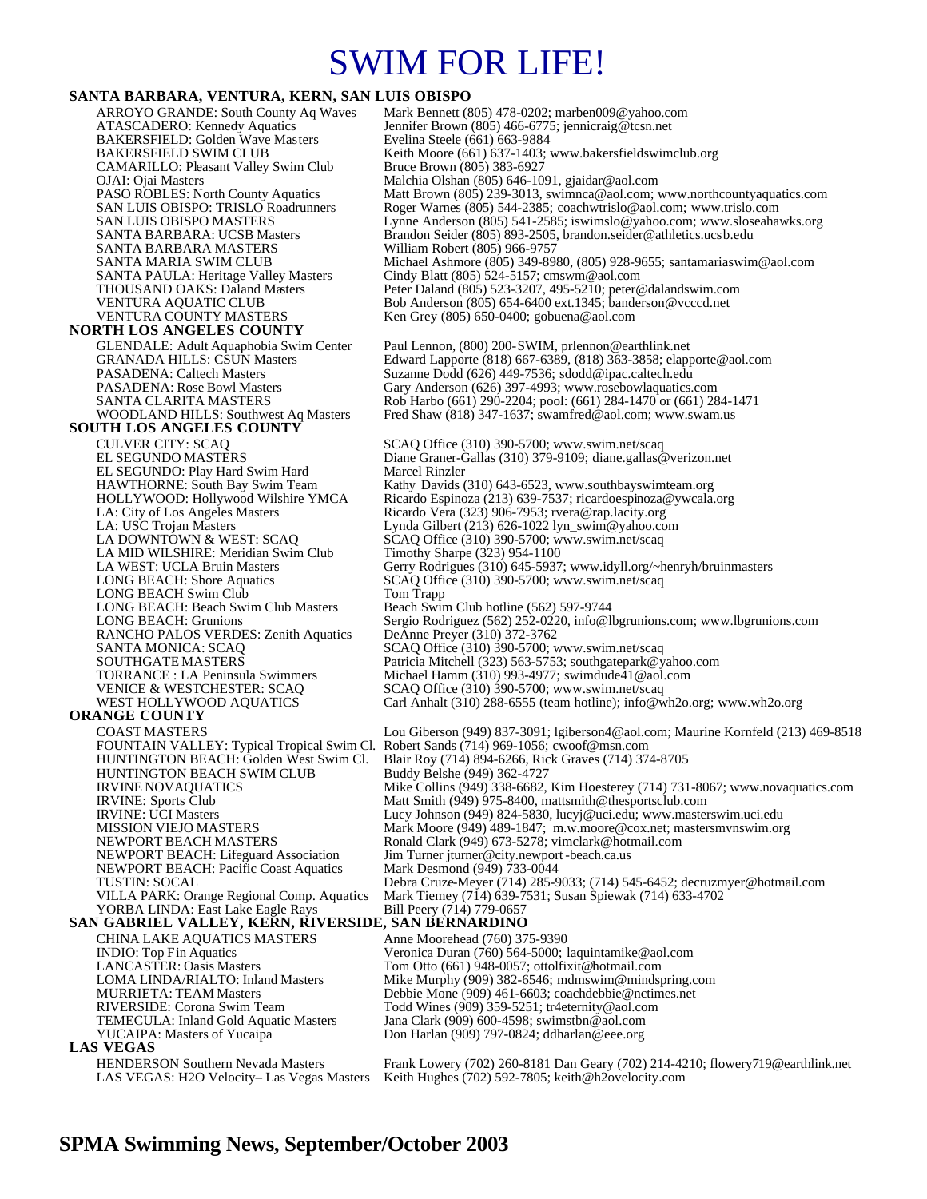# SWIM FOR LIFE!

## SANTA BARBARA, VENTURA, KERN, SAN LUIS OBISPO

| | |
|---|---|
| ARROYO GRANDE: South County Aq Waves | Mark Bennett (805) 478-0202; marben009@yahoo.com |
| ATASCADERO: Kennedy Aquatics | Jennifer Brown (805) 466-6775; jennicraig@tcsn.net |
| BAKERSFIELD: Golden Wave Masters | Evelina Steele (661) 663-9884 |
| BAKERSFIELD SWIM CLUB | Keith Moore (661) 637-1403; www.bakersfieldswimclub.org |
| CAMARILLO: Pleasant Valley Swim Club | Bruce Brown (805) 383-6927 |
| OJAI: Ojai Masters | Malchia Olshan (805) 646-1091, gjaidar@aol.com |
| PASO ROBLES: North County Aquatics | Matt Brown (805) 239-3013, swimnca@aol.com; www.northcountyaquatics.com |
| SAN LUIS OBISPO: TRISLO Roadrunners | Roger Warnes (805) 544-2385; coachwtrislo@aol.com; www.trislo.com |
| SAN LUIS OBISPO MASTERS | Lynne Anderson (805) 541-2585; iswimslo@yahoo.com; www.sloseahawks.org |
| SANTA BARBARA: UCSB Masters | Brandon Seider (805) 893-2505, brandon.seider@athletics.ucsb.edu |
| SANTA BARBARA MASTERS | William Robert (805) 966-9757 |
| SANTA MARIA SWIM CLUB | Michael Ashmore (805) 349-8980, (805) 928-9655; santamariaswim@aol.com |
| SANTA PAULA: Heritage Valley Masters | Cindy Blatt (805) 524-5157; cmswm@aol.com |
| THOUSAND OAKS: Daland Masters | Peter Daland (805) 523-3207, 495-5210; peter@dalandswim.com |
| VENTURA AQUATIC CLUB | Bob Anderson (805) 654-6400 ext.1345; banderson@vcccd.net |
| VENTURA COUNTY MASTERS | Ken Grey (805) 650-0400; gobuena@aol.com |

## NORTH LOS ANGELES COUNTY

| | |
|---|---|
| GLENDALE: Adult Aquaphobia Swim Center | Paul Lennon, (800) 200-SWIM, prlennon@earthlink.net |
| GRANADA HILLS: CSUN Masters | Edward Lapporte (818) 667-6389, (818) 363-3858; elapporte@aol.com |
| PASADENA: Caltech Masters | Suzanne Dodd (626) 449-7536; sdodd@ipac.caltech.edu |
| PASADENA: Rose Bowl Masters | Gary Anderson (626) 397-4993; www.rosebowlaquatics.com |
| SANTA CLARITA MASTERS | Rob Harbo (661) 290-2204; pool: (661) 284-1470 or (661) 284-1471 |
| WOODLAND HILLS: Southwest Aq Masters | Fred Shaw (818) 347-1637; swamfred@aol.com; www.swam.us |

## SOUTH LOS ANGELES COUNTY

| | |
|---|---|
| CULVER CITY: SCAQ | SCAQ Office (310) 390-5700; www.swim.net/scaq |
| EL SEGUNDO MASTERS | Diane Graner-Gallas (310) 379-9109; diane.gallas@verizon.net |
| EL SEGUNDO: Play Hard Swim Hard | Marcel Rinzler |
| HAWTHORNE: South Bay Swim Team | Kathy Davids (310) 643-6523, www.southbayswimteam.org |
| HOLLYWOOD: Hollywood Wilshire YMCA | Ricardo Espinoza (213) 639-7537; ricardoespinoza@ywcala.org |
| LA: City of Los Angeles Masters | Ricardo Vera (323) 906-7953; rvera@rap.lacity.org |
| LA: USC Trojan Masters | Lynda Gilbert (213) 626-1022 lyn_swim@yahoo.com |
| LA DOWNTOWN & WEST: SCAQ | SCAQ Office (310) 390-5700; www.swim.net/scaq |
| LA MID WILSHIRE: Meridian Swim Club | Timothy Sharpe (323) 954-1100 |
| LA WEST: UCLA Bruin Masters | Gerry Rodrigues (310) 645-5937; www.idyll.org/~henryh/bruinmasters |
| LONG BEACH: Shore Aquatics | SCAQ Office (310) 390-5700; www.swim.net/scaq |
| LONG BEACH Swim Club | Tom Trapp |
| LONG BEACH: Beach Swim Club Masters | Beach Swim Club hotline (562) 597-9744 |
| LONG BEACH: Grunions | Sergio Rodriguez (562) 252-0220, info@lbgrunions.com; www.lbgrunions.com |
| RANCHO PALOS VERDES: Zenith Aquatics | DeAnne Preyer (310) 372-3762 |
| SANTA MONICA: SCAQ | SCAQ Office (310) 390-5700; www.swim.net/scaq |
| SOUTHGATE MASTERS | Patricia Mitchell (323) 563-5753; southgatepark@yahoo.com |
| TORRANCE : LA Peninsula Swimmers | Michael Hamm (310) 993-4977; swimdude41@aol.com |
| VENICE & WESTCHESTER: SCAQ | SCAQ Office (310) 390-5700; www.swim.net/scaq |
| WEST HOLLYWOOD AQUATICS | Carl Anhalt (310) 288-6555 (team hotline); info@wh2o.org; www.wh2o.org |

## ORANGE COUNTY

| | |
|---|---|
| COAST MASTERS | Lou Giberson (949) 837-3091; lgiberson4@aol.com; Maurine Kornfeld (213) 469-8518 |
| FOUNTAIN VALLEY: Typical Tropical Swim Cl. | Robert Sands (714) 969-1056; cwoof@msn.com |
| HUNTINGTON BEACH: Golden West Swim Cl. | Blair Roy (714) 894-6266, Rick Graves (714) 374-8705 |
| HUNTINGTON BEACH SWIM CLUB | Buddy Belshe (949) 362-4727 |
| IRVINE NOVAQUATICS | Mike Collins (949) 338-6682, Kim Hoesterey (714) 731-8067; www.novaquatics.com |
| IRVINE: Sports Club | Matt Smith (949) 975-8400, mattsmith@thesportsclub.com |
| IRVINE: UCI Masters | Lucy Johnson (949) 824-5830, lucyj@uci.edu; www.masterswim.uci.edu |
| MISSION VIEJO MASTERS | Mark Moore (949) 489-1847; m.w.moore@cox.net; mastersmvnswim.org |
| NEWPORT BEACH MASTERS | Ronald Clark (949) 673-5278; vimclark@hotmail.com |
| NEWPORT BEACH: Lifeguard Association | Jim Turner jturner@city.newport-beach.ca.us |
| NEWPORT BEACH: Pacific Coast Aquatics | Mark Desmond (949) 733-0044 |
| TUSTIN: SOCAL | Debra Cruze-Meyer (714) 285-9033; (714) 545-6452; decruzmyer@hotmail.com |
| VILLA PARK: Orange Regional Comp. Aquatics | Mark Tiemey (714) 639-7531; Susan Spiewak (714) 633-4702 |
| YORBA LINDA: East Lake Eagle Rays | Bill Peery (714) 779-0657 |

## SAN GABRIEL VALLEY, KERN, RIVERSIDE, SAN BERNARDINO

| | |
|---|---|
| CHINA LAKE AQUATICS MASTERS | Anne Moorehead (760) 375-9390 |
| INDIO: Top Fin Aquatics | Veronica Duran (760) 564-5000; laquintamike@aol.com |
| LANCASTER: Oasis Masters | Tom Otto (661) 948-0057; ottolfixit@hotmail.com |
| LOMA LINDA/RIALTO: Inland Masters | Mike Murphy (909) 382-6546; mdmswim@mindspring.com |
| MURRIETA: TEAM Masters | Debbie Mone (909) 461-6603; coachdebbie@nctimes.net |
| RIVERSIDE: Corona Swim Team | Todd Wines (909) 359-5251; tr4eternity@aol.com |
| TEMECULA: Inland Gold Aquatic Masters | Jana Clark (909) 600-4598; swimstbn@aol.com |
| YUCAIPA: Masters of Yucaipa | Don Harlan (909) 797-0824; ddharlan@eee.org |

## LAS VEGAS

| | |
|---|---|
| HENDERSON Southern Nevada Masters | Frank Lowery (702) 260-8181 Dan Geary (702) 214-4210; flowery719@earthlink.net |
| LAS VEGAS: H2O Velocity– Las Vegas Masters | Keith Hughes (702) 592-7805; keith@h2ovelocity.com |

**SPMA Swimming News, September/October 2003**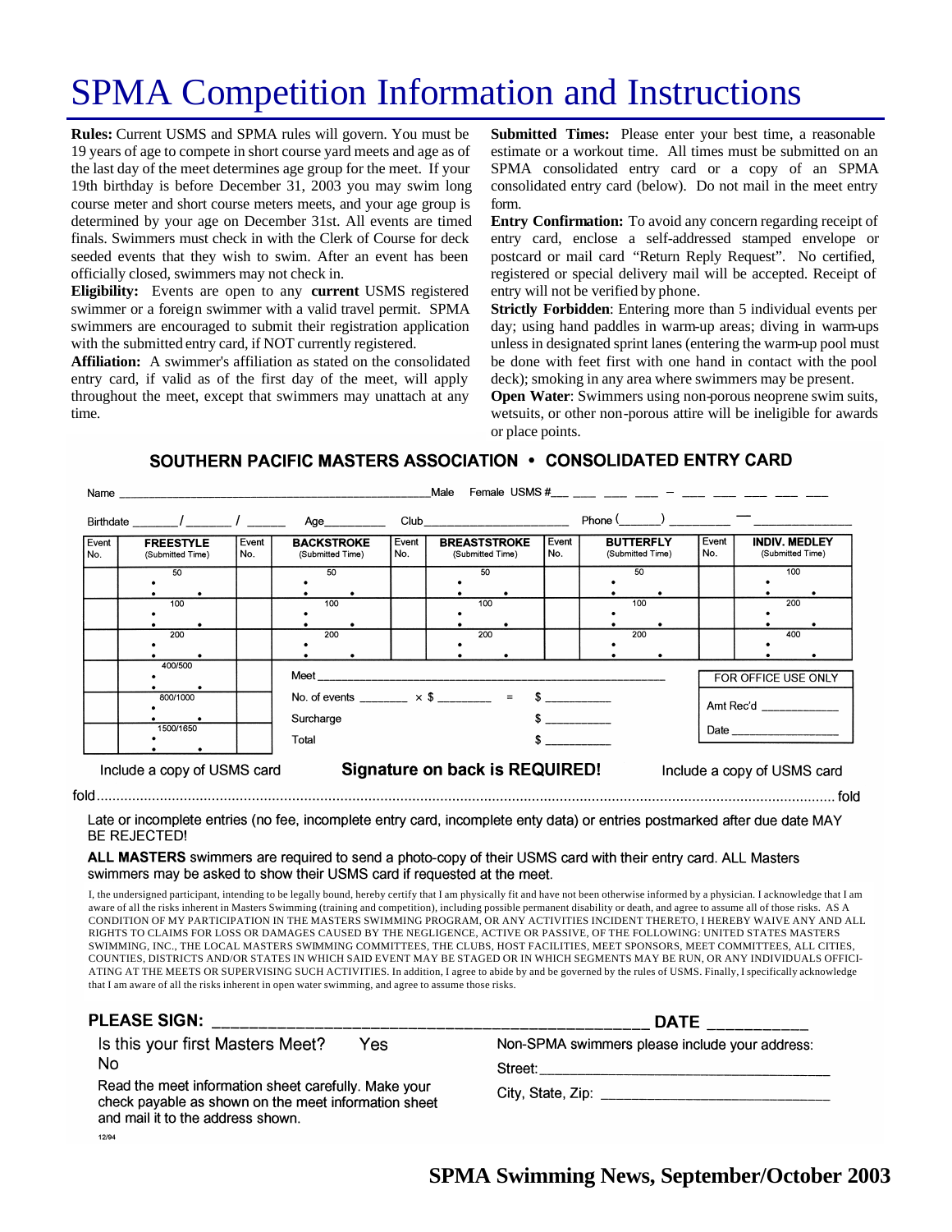# SPMA Competition Information and Instructions

**Rules:** Current USMS and SPMA rules will govern. You must be 19 years of age to compete in short course yard meets and age as of the last day of the meet determines age group for the meet. If your 19th birthday is before December 31, 2003 you may swim long course meter and short course meters meets, and your age group is determined by your age on December 31st. All events are timed finals. Swimmers must check in with the Clerk of Course for deck seeded events that they wish to swim. After an event has been officially closed, swimmers may not check in.

**Eligibility:** Events are open to any **current** USMS registered swimmer or a foreign swimmer with a valid travel permit. SPMA swimmers are encouraged to submit their registration application with the submitted entry card, if NOT currently registered.

**Affiliation:** A swimmer's affiliation as stated on the consolidated entry card, if valid as of the first day of the meet, will apply throughout the meet, except that swimmers may unattach at any time.

**Submitted Times:** Please enter your best time, a reasonable estimate or a workout time. All times must be submitted on an SPMA consolidated entry card or a copy of an SPMA consolidated entry card (below). Do not mail in the meet entry form.

**Entry Confirmation:** To avoid any concern regarding receipt of entry card, enclose a self-addressed stamped envelope or postcard or mail card "Return Reply Request". No certified, registered or special delivery mail will be accepted. Receipt of entry will not be verified by phone.

**Strictly Forbidden**: Entering more than 5 individual events per day; using hand paddles in warm-up areas; diving in warm-ups unless in designated sprint lanes (entering the warm-up pool must be done with feet first with one hand in contact with the pool deck); smoking in any area where swimmers may be present.

**Open Water**: Swimmers using non-porous neoprene swim suits, wetsuits, or other non-porous attire will be ineligible for awards or place points.

## SOUTHERN PACIFIC MASTERS ASSOCIATION • CONSOLIDATED ENTRY CARD

Name ______________________________ Male Female USMS #___ ___ ___ ___ – ___ ___ ___ ___ ___

Birthdate _____/_____/_____ Age_________ Club____________________ Phone (_____) ________ – ____________

| Event No. | FREESTYLE (Submitted Time) | Event No. | BACKSTROKE (Submitted Time) | Event No. | BREASTSTROKE (Submitted Time) | Event No. | BUTTERFLY (Submitted Time) | Event No. | INDIV. MEDLEY (Submitted Time) |
|---|---|---|---|---|---|---|---|---|---|
| | 50 | | 50 | | 50 | | 50 | | 100 |
| | 100 | | 100 | | 100 | | 100 | | 200 |
| | 200 | | 200 | | 200 | | 200 | | 400 |
| | 400/500 | | | | | | | | |
| | 800/1000 | | | | | | | | |
| | 1500/1650 | | | | | | | | |

Meet ______________________________

No. of events _______ × $ _______ = $ _________

Surcharge $ _________

Total $ _________

FOR OFFICE USE ONLY

Amt Rec'd ___________

Date _______________

Include a copy of USMS card **Signature on back is REQUIRED!** Include a copy of USMS card

fold ........................................................................ fold

Late or incomplete entries (no fee, incomplete entry card, incomplete enty data) or entries postmarked after due date MAY BE REJECTED!

**ALL MASTERS** swimmers are required to send a photo-copy of their USMS card with their entry card. ALL Masters swimmers may be asked to show their USMS card if requested at the meet.

I, the undersigned participant, intending to be legally bound, hereby certify that I am physically fit and have not been otherwise informed by a physician. I acknowledge that I am aware of all the risks inherent in Masters Swimming (training and competition), including possible permanent disability or death, and agree to assume all of those risks. AS A CONDITION OF MY PARTICIPATION IN THE MASTERS SWIMMING PROGRAM, OR ANY ACTIVITIES INCIDENT THERETO, I HEREBY WAIVE ANY AND ALL RIGHTS TO CLAIMS FOR LOSS OR DAMAGES CAUSED BY THE NEGLIGENCE, ACTIVE OR PASSIVE, OF THE FOLLOWING: UNITED STATES MASTERS SWIMMING, INC., THE LOCAL MASTERS SWIMMING COMMITTEES, THE CLUBS, HOST FACILITIES, MEET SPONSORS, MEET COMMITTEES, ALL CITIES, COUNTIES, DISTRICTS AND/OR STATES IN WHICH SAID EVENT MAY BE STAGED OR IN WHICH SEGMENTS MAY BE RUN, OR ANY INDIVIDUALS OFFICIATING AT THE MEETS OR SUPERVISING SUCH ACTIVITIES. In addition, I agree to abide by and be governed by the rules of USMS. Finally, I specifically acknowledge that I am aware of all the risks inherent in open water swimming, and agree to assume those risks.

**PLEASE SIGN:** ________________________________________ **DATE** __________

Is this your first Masters Meet? Yes No

Read the meet information sheet carefully. Make your check payable as shown on the meet information sheet and mail it to the address shown.

Non-SPMA swimmers please include your address:

Street: ______________________________

City, State, Zip: ______________________

12/94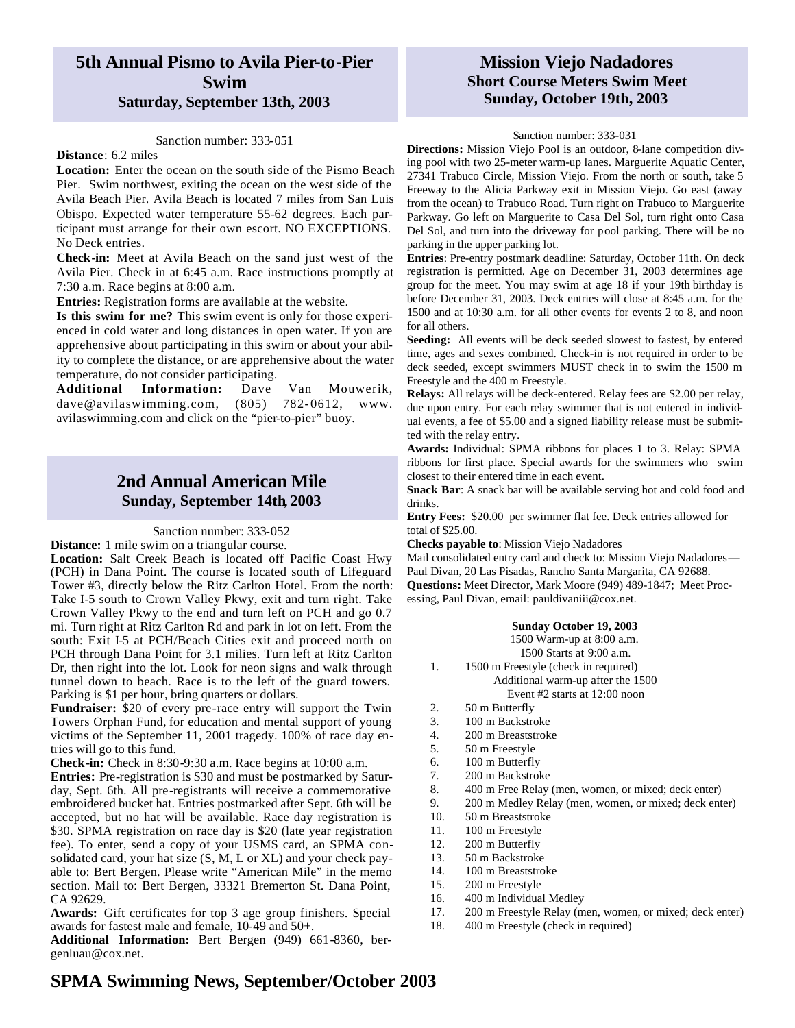## 5th Annual Pismo to Avila Pier-to-Pier Swim

### Saturday, September 13th, 2003

Sanction number: 333-051

**Distance**: 6.2 miles

**Location:** Enter the ocean on the south side of the Pismo Beach Pier. Swim northwest, exiting the ocean on the west side of the Avila Beach Pier. Avila Beach is located 7 miles from San Luis Obispo. Expected water temperature 55-62 degrees. Each participant must arrange for their own escort. NO EXCEPTIONS. No Deck entries.

**Check-in:** Meet at Avila Beach on the sand just west of the Avila Pier. Check in at 6:45 a.m. Race instructions promptly at 7:30 a.m. Race begins at 8:00 a.m.

**Entries:** Registration forms are available at the website.

**Is this swim for me?** This swim event is only for those experienced in cold water and long distances in open water. If you are apprehensive about participating in this swim or about your ability to complete the distance, or are apprehensive about the water temperature, do not consider participating.

**Additional Information:** Dave Van Mouwerik, dave@avilaswimming.com, (805) 782-0612, www.avilaswimming.com and click on the "pier-to-pier" buoy.

## 2nd Annual American Mile

### Sunday, September 14th, 2003

Sanction number: 333-052

**Distance:** 1 mile swim on a triangular course.

**Location:** Salt Creek Beach is located off Pacific Coast Hwy (PCH) in Dana Point. The course is located south of Lifeguard Tower #3, directly below the Ritz Carlton Hotel. From the north: Take I-5 south to Crown Valley Pkwy, exit and turn right. Take Crown Valley Pkwy to the end and turn left on PCH and go 0.7 mi. Turn right at Ritz Carlton Rd and park in lot on left. From the south: Exit I-5 at PCH/Beach Cities exit and proceed north on PCH through Dana Point for 3.1 milies. Turn left at Ritz Carlton Dr, then right into the lot. Look for neon signs and walk through tunnel down to beach. Race is to the left of the guard towers. Parking is $1 per hour, bring quarters or dollars.

**Fundraiser:** $20 of every pre-race entry will support the Twin Towers Orphan Fund, for education and mental support of young victims of the September 11, 2001 tragedy. 100% of race day entries will go to this fund.

**Check-in:** Check in 8:30-9:30 a.m. Race begins at 10:00 a.m.

**Entries:** Pre-registration is $30 and must be postmarked by Saturday, Sept. 6th. All pre-registrants will receive a commemorative embroidered bucket hat. Entries postmarked after Sept. 6th will be accepted, but no hat will be available. Race day registration is $30. SPMA registration on race day is $20 (late year registration fee). To enter, send a copy of your USMS card, an SPMA consolidated card, your hat size (S, M, L or XL) and your check payable to: Bert Bergen. Please write "American Mile" in the memo section. Mail to: Bert Bergen, 33321 Bremerton St. Dana Point, CA 92629.

**Awards:** Gift certificates for top 3 age group finishers. Special awards for fastest male and female, 10-49 and 50+.

**Additional Information:** Bert Bergen (949) 661-8360, bergenluau@cox.net.

## Mission Viejo Nadadores

### Short Course Meters Swim Meet

### Sunday, October 19th, 2003

Sanction number: 333-031

**Directions:** Mission Viejo Pool is an outdoor, 8-lane competition diving pool with two 25-meter warm-up lanes. Marguerite Aquatic Center, 27341 Trabuco Circle, Mission Viejo. From the north or south, take 5 Freeway to the Alicia Parkway exit in Mission Viejo. Go east (away from the ocean) to Trabuco Road. Turn right on Trabuco to Marguerite Parkway. Go left on Marguerite to Casa Del Sol, turn right onto Casa Del Sol, and turn into the driveway for pool parking. There will be no parking in the upper parking lot.

**Entries**: Pre-entry postmark deadline: Saturday, October 11th. On deck registration is permitted. Age on December 31, 2003 determines age group for the meet. You may swim at age 18 if your 19th birthday is before December 31, 2003. Deck entries will close at 8:45 a.m. for the 1500 and at 10:30 a.m. for all other events for events 2 to 8, and noon for all others.

**Seeding:** All events will be deck seeded slowest to fastest, by entered time, ages and sexes combined. Check-in is not required in order to be deck seeded, except swimmers MUST check in to swim the 1500 m Freestyle and the 400 m Freestyle.

**Relays:** All relays will be deck-entered. Relay fees are $2.00 per relay, due upon entry. For each relay swimmer that is not entered in individual events, a fee of $5.00 and a signed liability release must be submitted with the relay entry.

**Awards:** Individual: SPMA ribbons for places 1 to 3. Relay: SPMA ribbons for first place. Special awards for the swimmers who swim closest to their entered time in each event.

**Snack Bar**: A snack bar will be available serving hot and cold food and drinks.

**Entry Fees:** $20.00 per swimmer flat fee. Deck entries allowed for total of $25.00.

**Checks payable to**: Mission Viejo Nadadores

Mail consolidated entry card and check to: Mission Viejo Nadadores—Paul Divan, 20 Las Pisadas, Rancho Santa Margarita, CA 92688.

**Questions:** Meet Director, Mark Moore (949) 489-1847; Meet Processing, Paul Divan, email: pauldivaniii@cox.net.

**Sunday October 19, 2003**

1500 Warm-up at 8:00 a.m.
1500 Starts at 9:00 a.m.

1. 1500 m Freestyle (check in required)
   Additional warm-up after the 1500
   Event #2 starts at 12:00 noon
2. 50 m Butterfly
3. 100 m Backstroke
4. 200 m Breaststroke
5. 50 m Freestyle
6. 100 m Butterfly
7. 200 m Backstroke
8. 400 m Free Relay (men, women, or mixed; deck enter)
9. 200 m Medley Relay (men, women, or mixed; deck enter)
10. 50 m Breaststroke
11. 100 m Freestyle
12. 200 m Butterfly
13. 50 m Backstroke
14. 100 m Breaststroke
15. 200 m Freestyle
16. 400 m Individual Medley
17. 200 m Freestyle Relay (men, women, or mixed; deck enter)
18. 400 m Freestyle (check in required)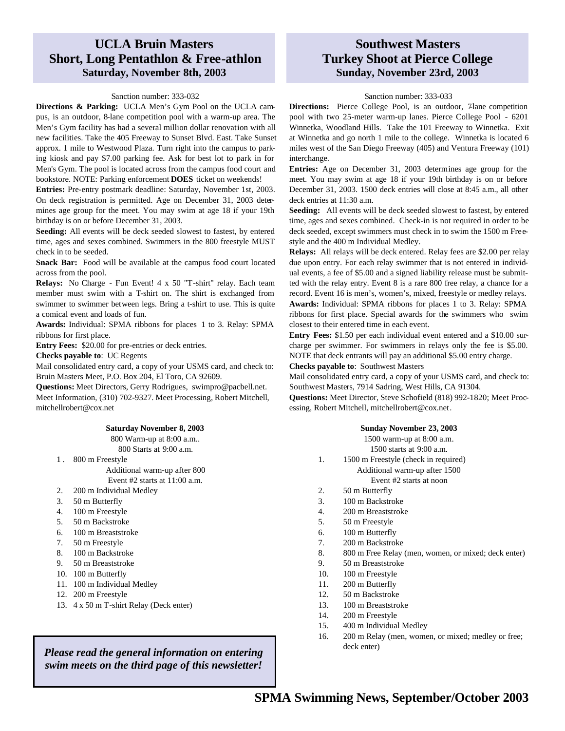# UCLA Bruin Masters Short, Long Pentathlon & Free-athlon

## Saturday, November 8th, 2003

Sanction number: 333-032

**Directions & Parking:** UCLA Men's Gym Pool on the UCLA campus, is an outdoor, 8-lane competition pool with a warm-up area. The Men's Gym facility has had a several million dollar renovation with all new facilities. Take the 405 Freeway to Sunset Blvd. East. Take Sunset approx. 1 mile to Westwood Plaza. Turn right into the campus to parking kiosk and pay $7.00 parking fee. Ask for best lot to park in for Men's Gym. The pool is located across from the campus food court and bookstore. NOTE: Parking enforcement **DOES** ticket on weekends!

**Entries:** Pre-entry postmark deadline: Saturday, November 1st, 2003. On deck registration is permitted. Age on December 31, 2003 determines age group for the meet. You may swim at age 18 if your 19th birthday is on or before December 31, 2003.

**Seeding:** All events will be deck seeded slowest to fastest, by entered time, ages and sexes combined. Swimmers in the 800 freestyle MUST check in to be seeded.

**Snack Bar:** Food will be available at the campus food court located across from the pool.

**Relays:** No Charge - Fun Event! 4 x 50 "T-shirt" relay. Each team member must swim with a T-shirt on. The shirt is exchanged from swimmer to swimmer between legs. Bring a t-shirt to use. This is quite a comical event and loads of fun.

**Awards:** Individual: SPMA ribbons for places 1 to 3. Relay: SPMA ribbons for first place.

**Entry Fees:** $20.00 for pre-entries or deck entries.

**Checks payable to**: UC Regents

Mail consolidated entry card, a copy of your USMS card, and check to: Bruin Masters Meet, P.O. Box 204, El Toro, CA 92609.

**Questions:** Meet Directors, Gerry Rodrigues, swimpro@pacbell.net. Meet Information, (310) 702-9327. Meet Processing, Robert Mitchell, mitchellrobert@cox.net

**Saturday November 8, 2003**

800 Warm-up at 8:00 a.m..
800 Starts at 9:00 a.m.

1. 800 m Freestyle
   Additional warm-up after 800
   Event #2 starts at 11:00 a.m.
2. 200 m Individual Medley
3. 50 m Butterfly
4. 100 m Freestyle
5. 50 m Backstroke
6. 100 m Breaststroke
7. 50 m Freestyle
8. 100 m Backstroke
9. 50 m Breaststroke
10. 100 m Butterfly
11. 100 m Individual Medley
12. 200 m Freestyle
13. 4 x 50 m T-shirt Relay (Deck enter)

***Please read the general information on entering swim meets on the third page of this newsletter!***

# Southwest Masters Turkey Shoot at Pierce College

## Sunday, November 23rd, 2003

Sanction number: 333-033

**Directions:** Pierce College Pool, is an outdoor, 7-lane competition pool with two 25-meter warm-up lanes. Pierce College Pool - 6201 Winnetka, Woodland Hills. Take the 101 Freeway to Winnetka. Exit at Winnetka and go north 1 mile to the college. Winnetka is located 6 miles west of the San Diego Freeway (405) and Ventura Freeway (101) interchange.

**Entries:** Age on December 31, 2003 determines age group for the meet. You may swim at age 18 if your 19th birthday is on or before December 31, 2003. 1500 deck entries will close at 8:45 a.m., all other deck entries at 11:30 a.m.

**Seeding:** All events will be deck seeded slowest to fastest, by entered time, ages and sexes combined. Check-in is not required in order to be deck seeded, except swimmers must check in to swim the 1500 m Freestyle and the 400 m Individual Medley.

**Relays:** All relays will be deck entered. Relay fees are $2.00 per relay due upon entry. For each relay swimmer that is not entered in individual events, a fee of $5.00 and a signed liability release must be submitted with the relay entry. Event 8 is a rare 800 free relay, a chance for a record. Event 16 is men's, women's, mixed, freestyle or medley relays.

**Awards:** Individual: SPMA ribbons for places 1 to 3. Relay: SPMA ribbons for first place. Special awards for the swimmers who swim closest to their entered time in each event.

**Entry Fees:** $1.50 per each individual event entered and a $10.00 surcharge per swimmer. For swimmers in relays only the fee is $5.00. NOTE that deck entrants will pay an additional $5.00 entry charge.

**Checks payable to**: Southwest Masters

Mail consolidated entry card, a copy of your USMS card, and check to: Southwest Masters, 7914 Sadring, West Hills, CA 91304.

**Questions:** Meet Director, Steve Schofield (818) 992-1820; Meet Processing, Robert Mitchell, mitchellrobert@cox.net.

**Sunday November 23, 2003**

1500 warm-up at 8:00 a.m.
1500 starts at 9:00 a.m.

1. 1500 m Freestyle (check in required)
   Additional warm-up after 1500
   Event #2 starts at noon
2. 50 m Butterfly
3. 100 m Backstroke
4. 200 m Breaststroke
5. 50 m Freestyle
6. 100 m Butterfly
7. 200 m Backstroke
8. 800 m Free Relay (men, women, or mixed; deck enter)
9. 50 m Breaststroke
10. 100 m Freestyle
11. 200 m Butterfly
12. 50 m Backstroke
13. 100 m Breaststroke
14. 200 m Freestyle
15. 400 m Individual Medley
16. 200 m Relay (men, women, or mixed; medley or free; deck enter)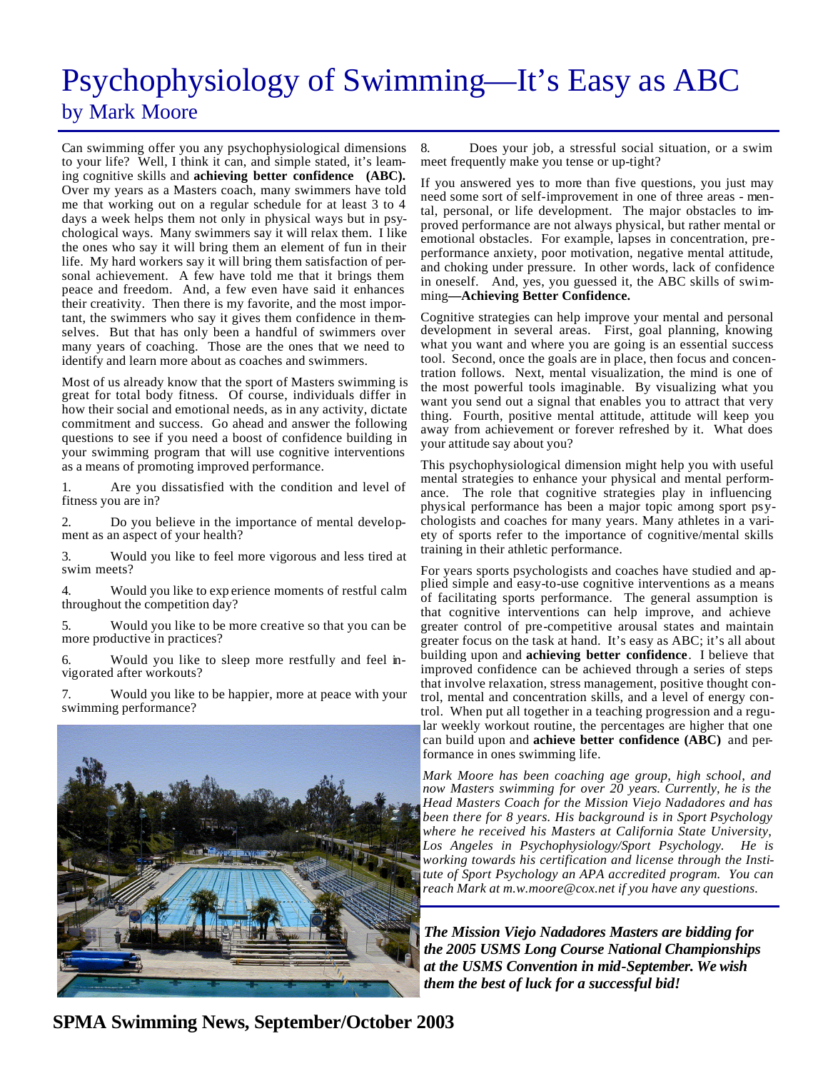# Psychophysiology of Swimming—It's Easy as ABC

## by Mark Moore

Can swimming offer you any psychophysiological dimensions to your life? Well, I think it can, and simple stated, it's learning cognitive skills and **achieving better confidence (ABC).** Over my years as a Masters coach, many swimmers have told me that working out on a regular schedule for at least 3 to 4 days a week helps them not only in physical ways but in psychological ways. Many swimmers say it will relax them. I like the ones who say it will bring them an element of fun in their life. My hard workers say it will bring them satisfaction of personal achievement. A few have told me that it brings them peace and freedom. And, a few even have said it enhances their creativity. Then there is my favorite, and the most important, the swimmers who say it gives them confidence in themselves. But that has only been a handful of swimmers over many years of coaching. Those are the ones that we need to identify and learn more about as coaches and swimmers.

Most of us already know that the sport of Masters swimming is great for total body fitness. Of course, individuals differ in how their social and emotional needs, as in any activity, dictate commitment and success. Go ahead and answer the following questions to see if you need a boost of confidence building in your swimming program that will use cognitive interventions as a means of promoting improved performance.

1. Are you dissatisfied with the condition and level of fitness you are in?
2. Do you believe in the importance of mental development as an aspect of your health?
3. Would you like to feel more vigorous and less tired at swim meets?
4. Would you like to experience moments of restful calm throughout the competition day?
5. Would you like to be more creative so that you can be more productive in practices?
6. Would you like to sleep more restfully and feel invigorated after workouts?
7. Would you like to be happier, more at peace with your swimming performance?
8. Does your job, a stressful social situation, or a swim meet frequently make you tense or up-tight?

If you answered yes to more than five questions, you just may need some sort of self-improvement in one of three areas - mental, personal, or life development. The major obstacles to improved performance are not always physical, but rather mental or emotional obstacles. For example, lapses in concentration, pre-performance anxiety, poor motivation, negative mental attitude, and choking under pressure. In other words, lack of confidence in oneself. And, yes, you guessed it, the ABC skills of swimming**—Achieving Better Confidence.**

Cognitive strategies can help improve your mental and personal development in several areas. First, goal planning, knowing what you want and where you are going is an essential success tool. Second, once the goals are in place, then focus and concentration follows. Next, mental visualization, the mind is one of the most powerful tools imaginable. By visualizing what you want you send out a signal that enables you to attract that very thing. Fourth, positive mental attitude, attitude will keep you away from achievement or forever refreshed by it. What does your attitude say about you?

This psychophysiological dimension might help you with useful mental strategies to enhance your physical and mental performance. The role that cognitive strategies play in influencing physical performance has been a major topic among sport psychologists and coaches for many years. Many athletes in a variety of sports refer to the importance of cognitive/mental skills training in their athletic performance.

For years sports psychologists and coaches have studied and applied simple and easy-to-use cognitive interventions as a means of facilitating sports performance. The general assumption is that cognitive interventions can help improve, and achieve greater control of pre-competitive arousal states and maintain greater focus on the task at hand. It's easy as ABC; it's all about building upon and **achieving better confidence**. I believe that improved confidence can be achieved through a series of steps that involve relaxation, stress management, positive thought control, mental and concentration skills, and a level of energy control. When put all together in a teaching progression and a regular weekly workout routine, the percentages are higher that one can build upon and **achieve better confidence (ABC)** and performance in ones swimming life.

*Mark Moore has been coaching age group, high school, and now Masters swimming for over 20 years. Currently, he is the Head Masters Coach for the Mission Viejo Nadadores and has been there for 8 years. His background is in Sport Psychology where he received his Masters at California State University, Los Angeles in Psychophysiology/Sport Psychology. He is working towards his certification and license through the Institute of Sport Psychology an APA accredited program. You can reach Mark at m.w.moore@cox.net if you have any questions.*

***The Mission Viejo Nadadores Masters are bidding for the 2005 USMS Long Course National Championships at the USMS Convention in mid-September. We wish them the best of luck for a successful bid!***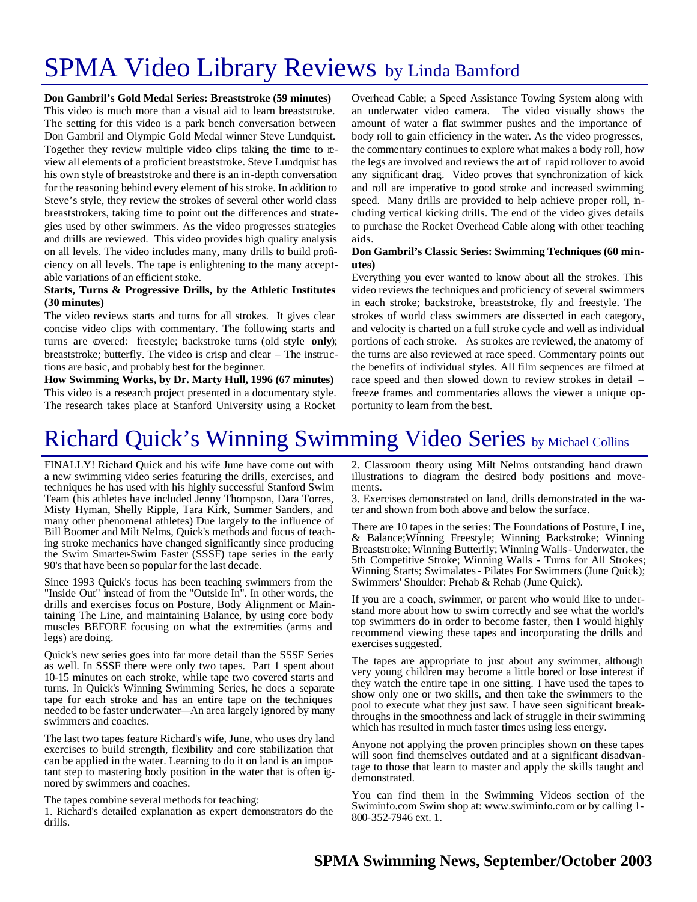# SPMA Video Library Reviews by Linda Bamford

**Don Gambril's Gold Medal Series: Breaststroke (59 minutes)**

This video is much more than a visual aid to learn breaststroke. The setting for this video is a park bench conversation between Don Gambril and Olympic Gold Medal winner Steve Lundquist. Together they review multiple video clips taking the time to review all elements of a proficient breaststroke. Steve Lundquist has his own style of breaststroke and there is an in-depth conversation for the reasoning behind every element of his stroke. In addition to Steve's style, they review the strokes of several other world class breaststrokers, taking time to point out the differences and strategies used by other swimmers. As the video progresses strategies and drills are reviewed. This video provides high quality analysis on all levels. The video includes many, many drills to build proficiency on all levels. The tape is enlightening to the many acceptable variations of an efficient stoke.

**Starts, Turns & Progressive Drills, by the Athletic Institutes (30 minutes)**

The video reviews starts and turns for all strokes. It gives clear concise video clips with commentary. The following starts and turns are covered: freestyle; backstroke turns (old style **only**); breaststroke; butterfly. The video is crisp and clear – The instructions are basic, and probably best for the beginner.

**How Swimming Works, by Dr. Marty Hull, 1996 (67 minutes)**

This video is a research project presented in a documentary style. The research takes place at Stanford University using a Rocket Overhead Cable; a Speed Assistance Towing System along with an underwater video camera. The video visually shows the amount of water a flat swimmer pushes and the importance of body roll to gain efficiency in the water. As the video progresses, the commentary continues to explore what makes a body roll, how the legs are involved and reviews the art of rapid rollover to avoid any significant drag. Video proves that synchronization of kick and roll are imperative to good stroke and increased swimming speed. Many drills are provided to help achieve proper roll, including vertical kicking drills. The end of the video gives details to purchase the Rocket Overhead Cable along with other teaching aids.

**Don Gambril's Classic Series: Swimming Techniques (60 minutes)**

Everything you ever wanted to know about all the strokes. This video reviews the techniques and proficiency of several swimmers in each stroke; backstroke, breaststroke, fly and freestyle. The strokes of world class swimmers are dissected in each category, and velocity is charted on a full stroke cycle and well as individual portions of each stroke. As strokes are reviewed, the anatomy of the turns are also reviewed at race speed. Commentary points out the benefits of individual styles. All film sequences are filmed at race speed and then slowed down to review strokes in detail – freeze frames and commentaries allows the viewer a unique opportunity to learn from the best.

# Richard Quick's Winning Swimming Video Series by Michael Collins

FINALLY! Richard Quick and his wife June have come out with a new swimming video series featuring the drills, exercises, and techniques he has used with his highly successful Stanford Swim Team (his athletes have included Jenny Thompson, Dara Torres, Misty Hyman, Shelly Ripple, Tara Kirk, Summer Sanders, and many other phenomenal athletes) Due largely to the influence of Bill Boomer and Milt Nelms, Quick's methods and focus of teaching stroke mechanics have changed significantly since producing the Swim Smarter-Swim Faster (SSSF) tape series in the early 90's that have been so popular for the last decade.

Since 1993 Quick's focus has been teaching swimmers from the "Inside Out" instead of from the "Outside In". In other words, the drills and exercises focus on Posture, Body Alignment or Maintaining The Line, and maintaining Balance, by using core body muscles BEFORE focusing on what the extremities (arms and legs) are doing.

Quick's new series goes into far more detail than the SSSF Series as well. In SSSF there were only two tapes. Part 1 spent about 10-15 minutes on each stroke, while tape two covered starts and turns. In Quick's Winning Swimming Series, he does a separate tape for each stroke and has an entire tape on the techniques needed to be faster underwater—An area largely ignored by many swimmers and coaches.

The last two tapes feature Richard's wife, June, who uses dry land exercises to build strength, flexibility and core stabilization that can be applied in the water. Learning to do it on land is an important step to mastering body position in the water that is often ignored by swimmers and coaches.

The tapes combine several methods for teaching:

1. Richard's detailed explanation as expert demonstrators do the drills.
2. Classroom theory using Milt Nelms outstanding hand drawn illustrations to diagram the desired body positions and movements.
3. Exercises demonstrated on land, drills demonstrated in the water and shown from both above and below the surface.

There are 10 tapes in the series: The Foundations of Posture, Line, & Balance;Winning Freestyle; Winning Backstroke; Winning Breaststroke; Winning Butterfly; Winning Walls - Underwater, the 5th Competitive Stroke; Winning Walls - Turns for All Strokes; Winning Starts; Swimalates - Pilates For Swimmers (June Quick); Swimmers' Shoulder: Prehab & Rehab (June Quick).

If you are a coach, swimmer, or parent who would like to understand more about how to swim correctly and see what the world's top swimmers do in order to become faster, then I would highly recommend viewing these tapes and incorporating the drills and exercises suggested.

The tapes are appropriate to just about any swimmer, although very young children may become a little bored or lose interest if they watch the entire tape in one sitting. I have used the tapes to show only one or two skills, and then take the swimmers to the pool to execute what they just saw. I have seen significant breakthroughs in the smoothness and lack of struggle in their swimming which has resulted in much faster times using less energy.

Anyone not applying the proven principles shown on these tapes will soon find themselves outdated and at a significant disadvantage to those that learn to master and apply the skills taught and demonstrated.

You can find them in the Swimming Videos section of the Swiminfo.com Swim shop at: www.swiminfo.com or by calling 1-800-352-7946 ext. 1.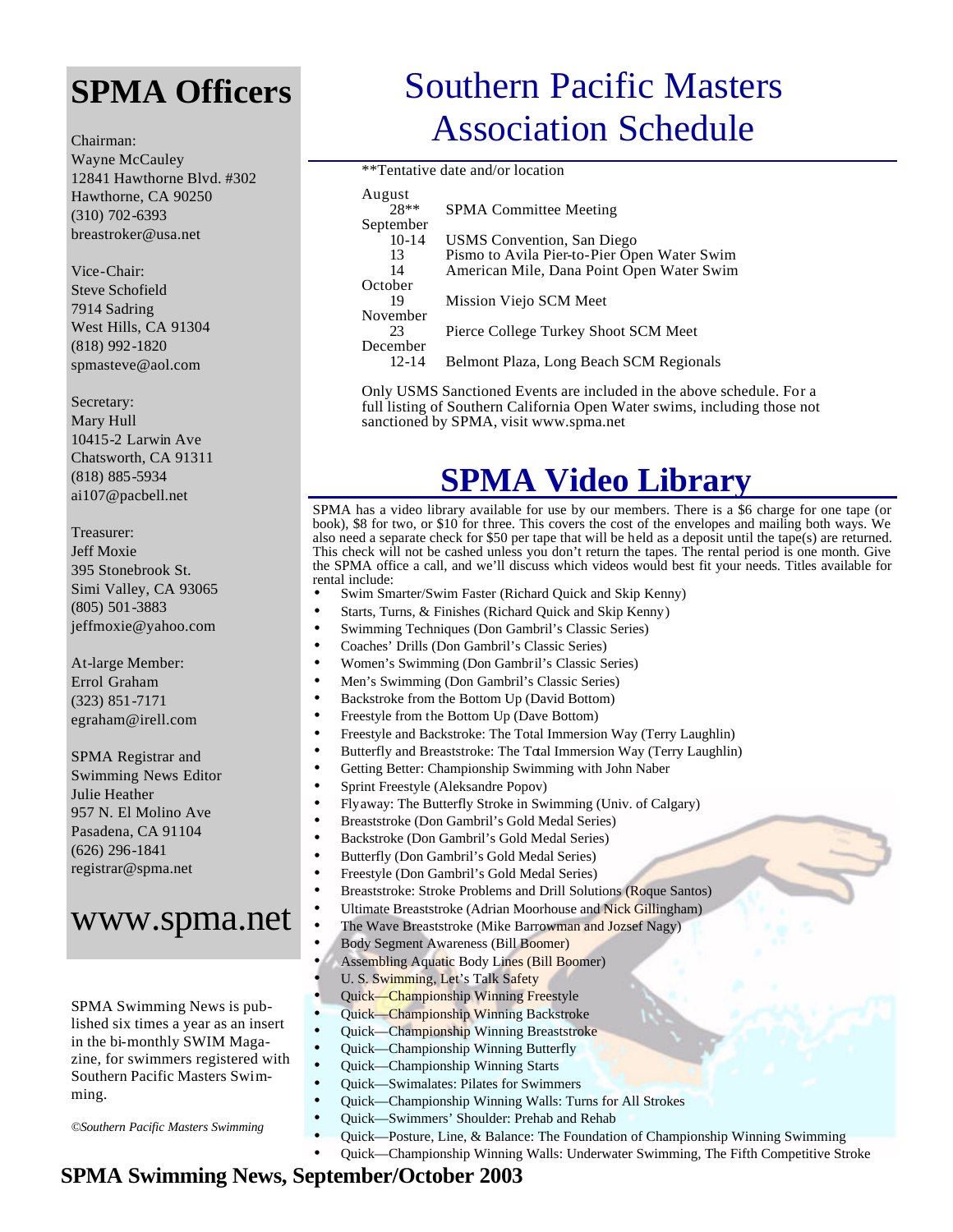# SPMA Officers

Chairman:
Wayne McCauley
12841 Hawthorne Blvd. #302
Hawthorne, CA 90250
(310) 702-6393
breastroker@usa.net

Vice-Chair:
Steve Schofield
7914 Sadring
West Hills, CA 91304
(818) 992-1820
spmasteve@aol.com

Secretary:
Mary Hull
10415-2 Larwin Ave
Chatsworth, CA 91311
(818) 885-5934
ai107@pacbell.net

Treasurer:
Jeff Moxie
395 Stonebrook St.
Simi Valley, CA 93065
(805) 501-3883
jeffmoxie@yahoo.com

At-large Member:
Errol Graham
(323) 851-7171
egraham@irell.com

SPMA Registrar and Swimming News Editor
Julie Heather
957 N. El Molino Ave
Pasadena, CA 91104
(626) 296-1841
registrar@spma.net

## www.spma.net

SPMA Swimming News is published six times a year as an insert in the bi-monthly SWIM Magazine, for swimmers registered with Southern Pacific Masters Swimming.

*©Southern Pacific Masters Swimming*

# Southern Pacific Masters Association Schedule

**Tentative date and/or location

| | |
|---|---|
| **August** | |
| 28** | SPMA Committee Meeting |
| **September** | |
| 10-14 | USMS Convention, San Diego |
| 13 | Pismo to Avila Pier-to-Pier Open Water Swim |
| 14 | American Mile, Dana Point Open Water Swim |
| **October** | |
| 19 | Mission Viejo SCM Meet |
| **November** | |
| 23 | Pierce College Turkey Shoot SCM Meet |
| **December** | |
| 12-14 | Belmont Plaza, Long Beach SCM Regionals |

Only USMS Sanctioned Events are included in the above schedule. For a full listing of Southern California Open Water swims, including those not sanctioned by SPMA, visit www.spma.net

# SPMA Video Library

SPMA has a video library available for use by our members. There is a $6 charge for one tape (or book), $8 for two, or $10 for three. This covers the cost of the envelopes and mailing both ways. We also need a separate check for $50 per tape that will be held as a deposit until the tape(s) are returned. This check will not be cashed unless you don't return the tapes. The rental period is one month. Give the SPMA office a call, and we'll discuss which videos would best fit your needs. Titles available for rental include:

- Swim Smarter/Swim Faster (Richard Quick and Skip Kenny)
- Starts, Turns, & Finishes (Richard Quick and Skip Kenny)
- Swimming Techniques (Don Gambril's Classic Series)
- Coaches' Drills (Don Gambril's Classic Series)
- Women's Swimming (Don Gambril's Classic Series)
- Men's Swimming (Don Gambril's Classic Series)
- Backstroke from the Bottom Up (David Bottom)
- Freestyle from the Bottom Up (Dave Bottom)
- Freestyle and Backstroke: The Total Immersion Way (Terry Laughlin)
- Butterfly and Breaststroke: The Total Immersion Way (Terry Laughlin)
- Getting Better: Championship Swimming with John Naber
- Sprint Freestyle (Aleksandre Popov)
- Flyaway: The Butterfly Stroke in Swimming (Univ. of Calgary)
- Breaststroke (Don Gambril's Gold Medal Series)
- Backstroke (Don Gambril's Gold Medal Series)
- Butterfly (Don Gambril's Gold Medal Series)
- Freestyle (Don Gambril's Gold Medal Series)
- Breaststroke: Stroke Problems and Drill Solutions (Roque Santos)
- Ultimate Breaststroke (Adrian Moorhouse and Nick Gillingham)
- The Wave Breaststroke (Mike Barrowman and Jozsef Nagy)
- Body Segment Awareness (Bill Boomer)
- Assembling Aquatic Body Lines (Bill Boomer)
- U. S. Swimming, Let's Talk Safety
- Quick—Championship Winning Freestyle
- Quick—Championship Winning Backstroke
- Quick—Championship Winning Breaststroke
- Quick—Championship Winning Butterfly
- Quick—Championship Winning Starts
- Quick—Swimalates: Pilates for Swimmers
- Quick—Championship Winning Walls: Turns for All Strokes
- Quick—Swimmers' Shoulder: Prehab and Rehab
- Quick—Posture, Line, & Balance: The Foundation of Championship Winning Swimming
- Quick—Championship Winning Walls: Underwater Swimming, The Fifth Competitive Stroke